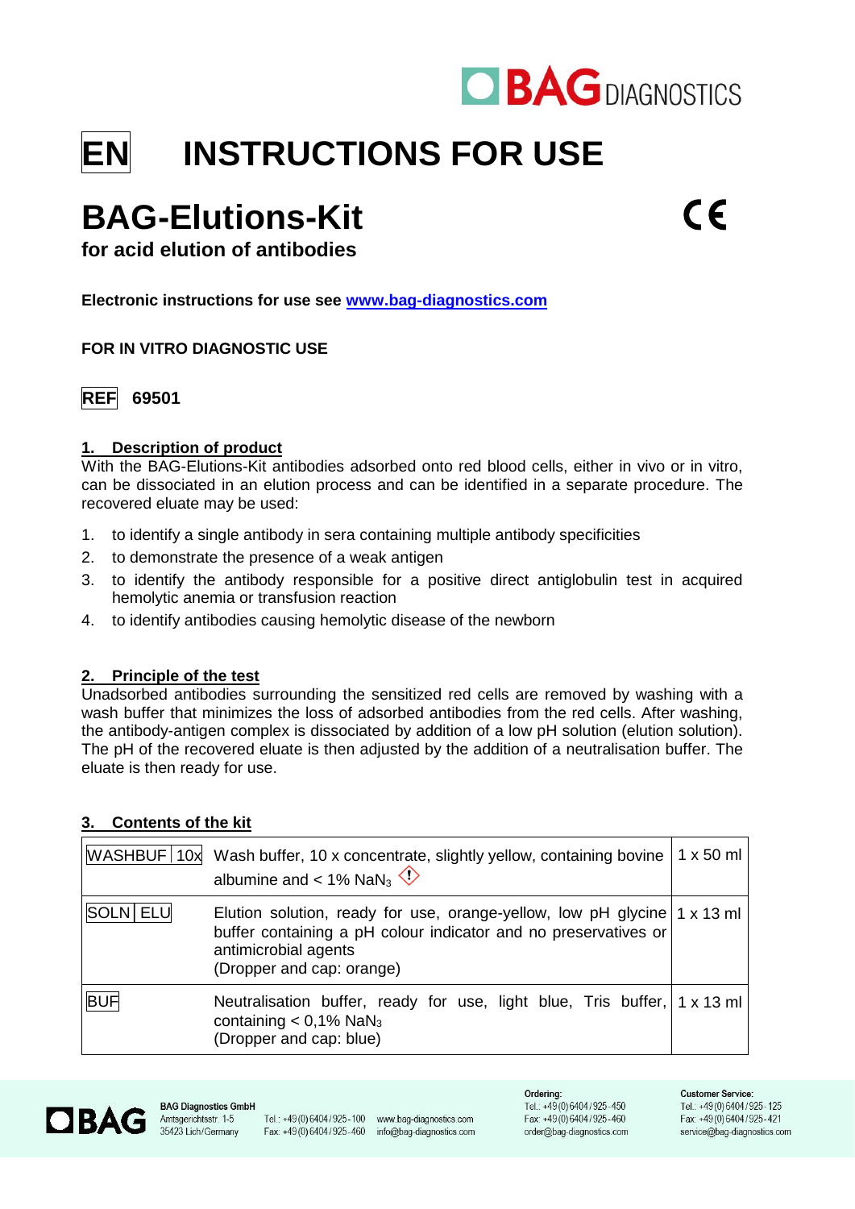BAG DIAGNOSTICS

# EN INSTRUCTIONS FOR USE

# BAG-Elutions-Kit

CE

**for acid elution of antibodies**

**Electronic instructions for use see [www.bag-diagnostics.com](www.bag-diagnostics.com)**

**FOR IN VITRO DIAGNOSTIC USE**

**REF 69501**

## 1. Description of product

With the BAG-Elutions-Kit antibodies adsorbed onto red blood cells, either in vivo or in vitro, can be dissociated in an elution process and can be identified in a separate procedure. The recovered eluate may be used:

1. to identify a single antibody in sera containing multiple antibody specificities
2. to demonstrate the presence of a weak antigen
3. to identify the antibody responsible for a positive direct antiglobulin test in acquired hemolytic anemia or transfusion reaction
4. to identify antibodies causing hemolytic disease of the newborn

## 2. Principle of the test

Unadsorbed antibodies surrounding the sensitized red cells are removed by washing with a wash buffer that minimizes the loss of adsorbed antibodies from the red cells. After washing, the antibody-antigen complex is dissociated by addition of a low pH solution (elution solution). The pH of the recovered eluate is then adjusted by the addition of a neutralisation buffer. The eluate is then ready for use.

## 3. Contents of the kit

| | | |
|---|---|---|
| WASHBUF 10x | Wash buffer, 10 x concentrate, slightly yellow, containing bovine albumine and < 1% $NaN_3$ | 1 x 50 ml |
| SOLN ELU | Elution solution, ready for use, orange-yellow, low pH glycine buffer containing a pH colour indicator and no preservatives or antimicrobial agents (Dropper and cap: orange) | 1 x 13 ml |
| BUF | Neutralisation buffer, ready for use, light blue, Tris buffer, containing < 0,1% $NaN_3$ (Dropper and cap: blue) | 1 x 13 ml |

BAG Diagnostics GmbH
Amtsgerichtsstr. 1-5
35423 Lich/Germany
Tel.: +49 (0) 6404 / 925 - 100
Fax: +49 (0) 6404 / 925 - 460
www.bag-diagnostics.com
info@bag-diagnostics.com

Ordering:
Tel.: +49 (0) 6404 / 925 - 450
Fax: +49 (0) 6404 / 925 - 460
order@bag-diagnostics.com

Customer Service:
Tel.: +49 (0) 6404 / 925 - 125
Fax: +49 (0) 6404 / 925 - 421
service@bag-diagnostics.com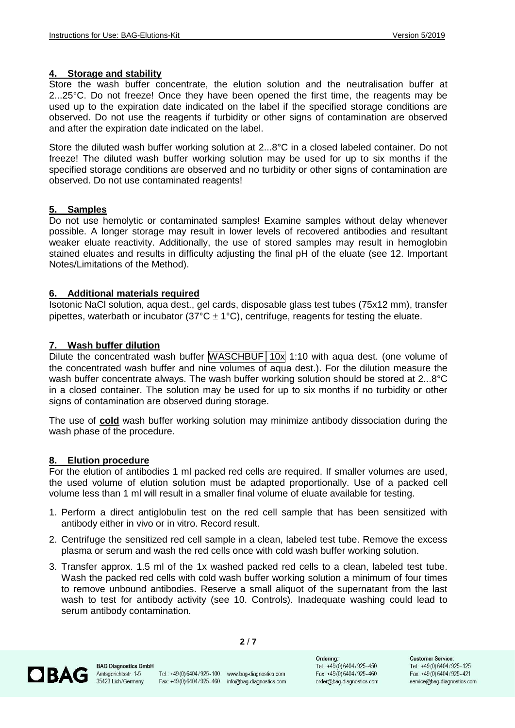## 4. Storage and stability

Store the wash buffer concentrate, the elution solution and the neutralisation buffer at 2...25°C. Do not freeze! Once they have been opened the first time, the reagents may be used up to the expiration date indicated on the label if the specified storage conditions are observed. Do not use the reagents if turbidity or other signs of contamination are observed and after the expiration date indicated on the label.

Store the diluted wash buffer working solution at 2...8°C in a closed labeled container. Do not freeze! The diluted wash buffer working solution may be used for up to six months if the specified storage conditions are observed and no turbidity or other signs of contamination are observed. Do not use contaminated reagents!

## 5. Samples

Do not use hemolytic or contaminated samples! Examine samples without delay whenever possible. A longer storage may result in lower levels of recovered antibodies and resultant weaker eluate reactivity. Additionally, the use of stored samples may result in hemoglobin stained eluates and results in difficulty adjusting the final pH of the eluate (see 12. Important Notes/Limitations of the Method).

## 6. Additional materials required

Isotonic NaCl solution, aqua dest., gel cards, disposable glass test tubes (75x12 mm), transfer pipettes, waterbath or incubator (37°C ± 1°C), centrifuge, reagents for testing the eluate.

## 7. Wash buffer dilution

Dilute the concentrated wash buffer WASCHBUF 10x 1:10 with aqua dest. (one volume of the concentrated wash buffer and nine volumes of aqua dest.). For the dilution measure the wash buffer concentrate always. The wash buffer working solution should be stored at 2...8°C in a closed container. The solution may be used for up to six months if no turbidity or other signs of contamination are observed during storage.

The use of **cold** wash buffer working solution may minimize antibody dissociation during the wash phase of the procedure.

## 8. Elution procedure

For the elution of antibodies 1 ml packed red cells are required. If smaller volumes are used, the used volume of elution solution must be adapted proportionally. Use of a packed cell volume less than 1 ml will result in a smaller final volume of eluate available for testing.

1. Perform a direct antiglobulin test on the red cell sample that has been sensitized with antibody either in vivo or in vitro. Record result.
2. Centrifuge the sensitized red cell sample in a clean, labeled test tube. Remove the excess plasma or serum and wash the red cells once with cold wash buffer working solution.
3. Transfer approx. 1.5 ml of the 1x washed packed red cells to a clean, labeled test tube. Wash the packed red cells with cold wash buffer working solution a minimum of four times to remove unbound antibodies. Reserve a small aliquot of the supernatant from the last wash to test for antibody activity (see 10. Controls). Inadequate washing could lead to serum antibody contamination.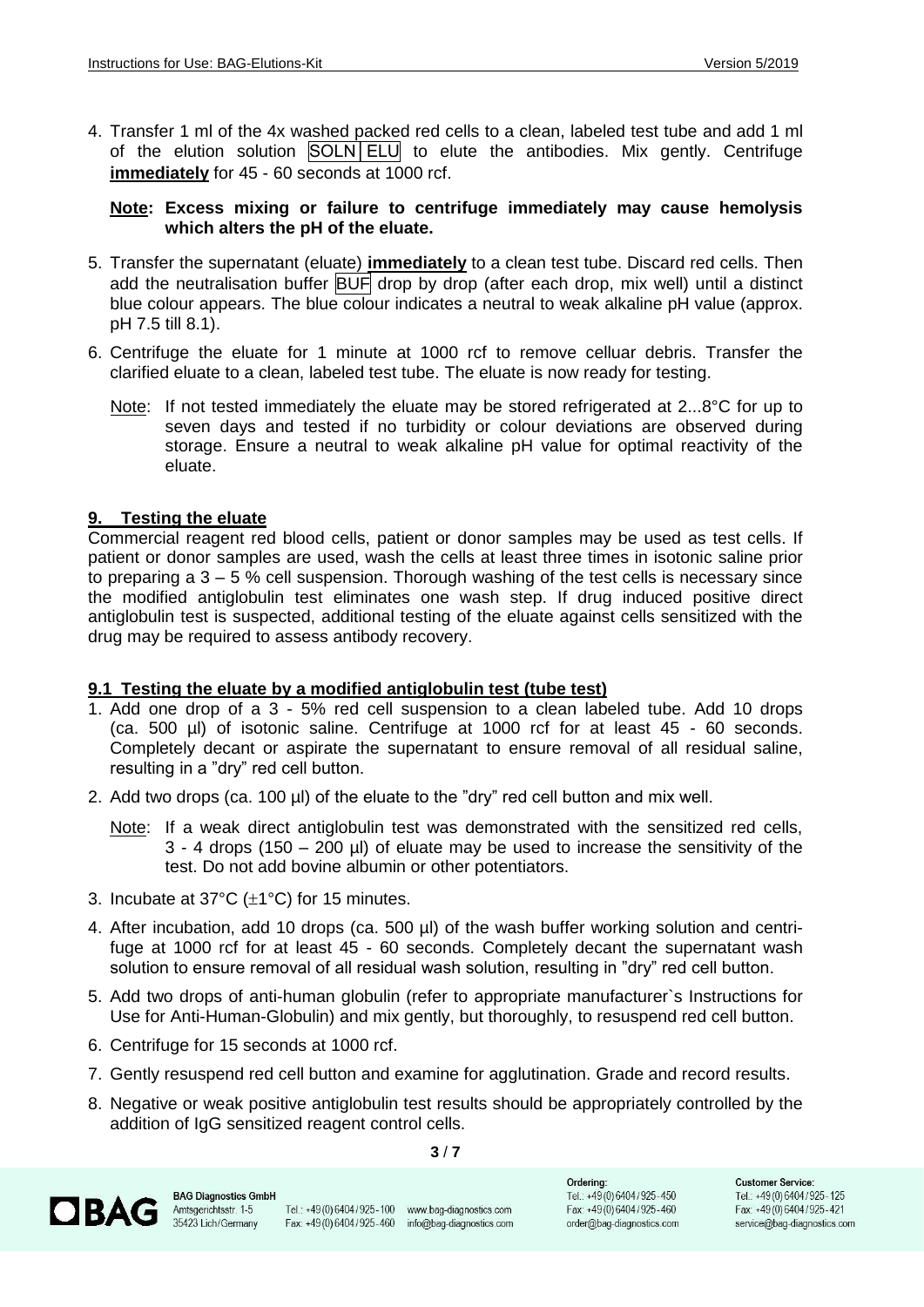4. Transfer 1 ml of the 4x washed packed red cells to a clean, labeled test tube and add 1 ml of the elution solution SOLN ELU to elute the antibodies. Mix gently. Centrifuge **immediately** for 45 - 60 seconds at 1000 rcf.

   **Note: Excess mixing or failure to centrifuge immediately may cause hemolysis which alters the pH of the eluate.**

5. Transfer the supernatant (eluate) **immediately** to a clean test tube. Discard red cells. Then add the neutralisation buffer BUF drop by drop (after each drop, mix well) until a distinct blue colour appears. The blue colour indicates a neutral to weak alkaline pH value (approx. pH 7.5 till 8.1).

6. Centrifuge the eluate for 1 minute at 1000 rcf to remove celluar debris. Transfer the clarified eluate to a clean, labeled test tube. The eluate is now ready for testing.

   Note: If not tested immediately the eluate may be stored refrigerated at 2...8°C for up to seven days and tested if no turbidity or colour deviations are observed during storage. Ensure a neutral to weak alkaline pH value for optimal reactivity of the eluate.

## 9. Testing the eluate

Commercial reagent red blood cells, patient or donor samples may be used as test cells. If patient or donor samples are used, wash the cells at least three times in isotonic saline prior to preparing a 3 – 5 % cell suspension. Thorough washing of the test cells is necessary since the modified antiglobulin test eliminates one wash step. If drug induced positive direct antiglobulin test is suspected, additional testing of the eluate against cells sensitized with the drug may be required to assess antibody recovery.

### 9.1 Testing the eluate by a modified antiglobulin test (tube test)

1. Add one drop of a 3 - 5% red cell suspension to a clean labeled tube. Add 10 drops (ca. 500 µl) of isotonic saline. Centrifuge at 1000 rcf for at least 45 - 60 seconds. Completely decant or aspirate the supernatant to ensure removal of all residual saline, resulting in a "dry" red cell button.
2. Add two drops (ca. 100 µl) of the eluate to the "dry" red cell button and mix well.

   Note: If a weak direct antiglobulin test was demonstrated with the sensitized red cells, 3 - 4 drops (150 – 200 µl) of eluate may be used to increase the sensitivity of the test. Do not add bovine albumin or other potentiators.

3. Incubate at 37°C (±1°C) for 15 minutes.
4. After incubation, add 10 drops (ca. 500 µl) of the wash buffer working solution and centrifuge at 1000 rcf for at least 45 - 60 seconds. Completely decant the supernatant wash solution to ensure removal of all residual wash solution, resulting in "dry" red cell button.
5. Add two drops of anti-human globulin (refer to appropriate manufacturer`s Instructions for Use for Anti-Human-Globulin) and mix gently, but thoroughly, to resuspend red cell button.
6. Centrifuge for 15 seconds at 1000 rcf.
7. Gently resuspend red cell button and examine for agglutination. Grade and record results.
8. Negative or weak positive antiglobulin test results should be appropriately controlled by the addition of IgG sensitized reagent control cells.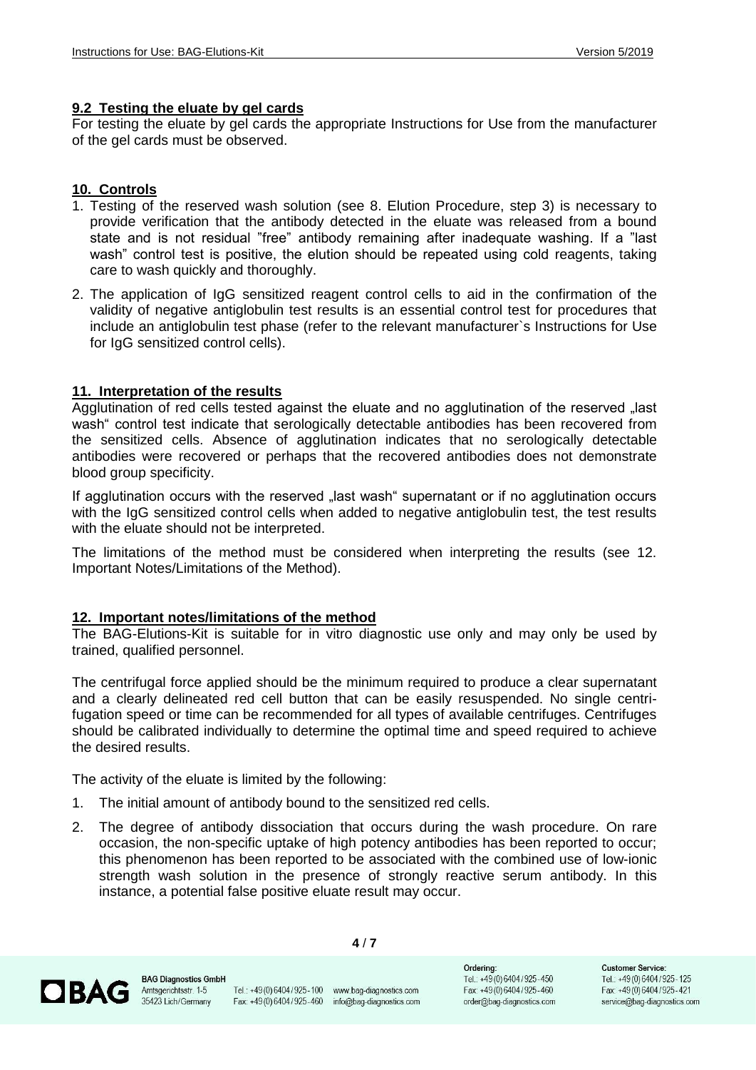## 9.2 Testing the eluate by gel cards

For testing the eluate by gel cards the appropriate Instructions for Use from the manufacturer of the gel cards must be observed.

## 10. Controls

1. Testing of the reserved wash solution (see 8. Elution Procedure, step 3) is necessary to provide verification that the antibody detected in the eluate was released from a bound state and is not residual "free" antibody remaining after inadequate washing. If a "last wash" control test is positive, the elution should be repeated using cold reagents, taking care to wash quickly and thoroughly.
2. The application of IgG sensitized reagent control cells to aid in the confirmation of the validity of negative antiglobulin test results is an essential control test for procedures that include an antiglobulin test phase (refer to the relevant manufacturer`s Instructions for Use for IgG sensitized control cells).

## 11. Interpretation of the results

Agglutination of red cells tested against the eluate and no agglutination of the reserved „last wash" control test indicate that serologically detectable antibodies has been recovered from the sensitized cells. Absence of agglutination indicates that no serologically detectable antibodies were recovered or perhaps that the recovered antibodies does not demonstrate blood group specificity.

If agglutination occurs with the reserved „last wash" supernatant or if no agglutination occurs with the IgG sensitized control cells when added to negative antiglobulin test, the test results with the eluate should not be interpreted.

The limitations of the method must be considered when interpreting the results (see 12. Important Notes/Limitations of the Method).

## 12. Important notes/limitations of the method

The BAG-Elutions-Kit is suitable for in vitro diagnostic use only and may only be used by trained, qualified personnel.

The centrifugal force applied should be the minimum required to produce a clear supernatant and a clearly delineated red cell button that can be easily resuspended. No single centrifugation speed or time can be recommended for all types of available centrifuges. Centrifuges should be calibrated individually to determine the optimal time and speed required to achieve the desired results.

The activity of the eluate is limited by the following:

1. The initial amount of antibody bound to the sensitized red cells.
2. The degree of antibody dissociation that occurs during the wash procedure. On rare occasion, the non-specific uptake of high potency antibodies has been reported to occur; this phenomenon has been reported to be associated with the combined use of low-ionic strength wash solution in the presence of strongly reactive serum antibody. In this instance, a potential false positive eluate result may occur.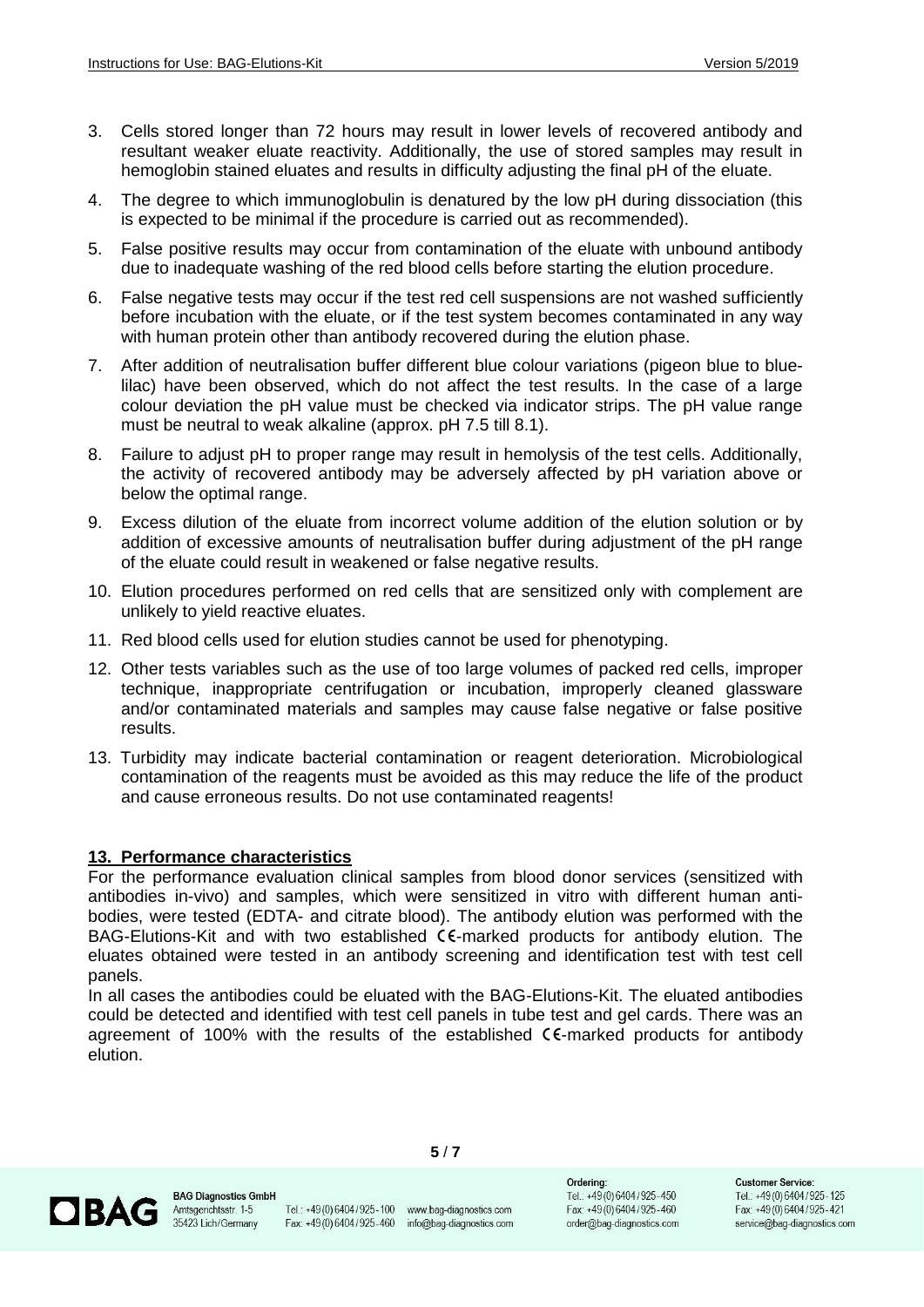3. Cells stored longer than 72 hours may result in lower levels of recovered antibody and resultant weaker eluate reactivity. Additionally, the use of stored samples may result in hemoglobin stained eluates and results in difficulty adjusting the final pH of the eluate.
4. The degree to which immunoglobulin is denatured by the low pH during dissociation (this is expected to be minimal if the procedure is carried out as recommended).
5. False positive results may occur from contamination of the eluate with unbound antibody due to inadequate washing of the red blood cells before starting the elution procedure.
6. False negative tests may occur if the test red cell suspensions are not washed sufficiently before incubation with the eluate, or if the test system becomes contaminated in any way with human protein other than antibody recovered during the elution phase.
7. After addition of neutralisation buffer different blue colour variations (pigeon blue to blue-lilac) have been observed, which do not affect the test results. In the case of a large colour deviation the pH value must be checked via indicator strips. The pH value range must be neutral to weak alkaline (approx. pH 7.5 till 8.1).
8. Failure to adjust pH to proper range may result in hemolysis of the test cells. Additionally, the activity of recovered antibody may be adversely affected by pH variation above or below the optimal range.
9. Excess dilution of the eluate from incorrect volume addition of the elution solution or by addition of excessive amounts of neutralisation buffer during adjustment of the pH range of the eluate could result in weakened or false negative results.
10. Elution procedures performed on red cells that are sensitized only with complement are unlikely to yield reactive eluates.
11. Red blood cells used for elution studies cannot be used for phenotyping.
12. Other tests variables such as the use of too large volumes of packed red cells, improper technique, inappropriate centrifugation or incubation, improperly cleaned glassware and/or contaminated materials and samples may cause false negative or false positive results.
13. Turbidity may indicate bacterial contamination or reagent deterioration. Microbiological contamination of the reagents must be avoided as this may reduce the life of the product and cause erroneous results. Do not use contaminated reagents!

## 13. Performance characteristics

For the performance evaluation clinical samples from blood donor services (sensitized with antibodies in-vivo) and samples, which were sensitized in vitro with different human anti-bodies, were tested (EDTA- and citrate blood). The antibody elution was performed with the BAG-Elutions-Kit and with two established CE-marked products for antibody elution. The eluates obtained were tested in an antibody screening and identification test with test cell panels.

In all cases the antibodies could be eluated with the BAG-Elutions-Kit. The eluated antibodies could be detected and identified with test cell panels in tube test and gel cards. There was an agreement of 100% with the results of the established CE-marked products for antibody elution.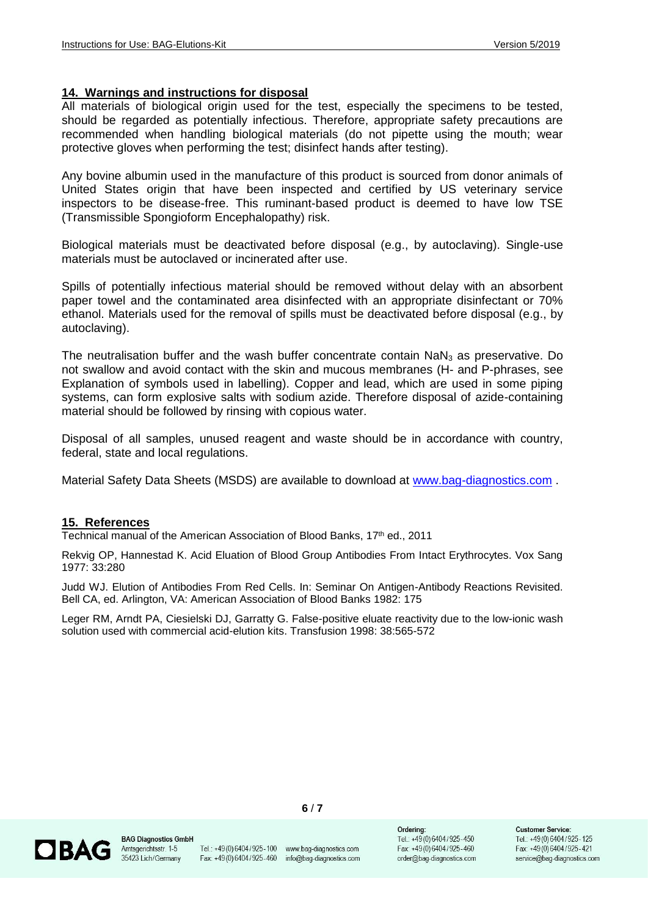## 14. Warnings and instructions for disposal

All materials of biological origin used for the test, especially the specimens to be tested, should be regarded as potentially infectious. Therefore, appropriate safety precautions are recommended when handling biological materials (do not pipette using the mouth; wear protective gloves when performing the test; disinfect hands after testing).

Any bovine albumin used in the manufacture of this product is sourced from donor animals of United States origin that have been inspected and certified by US veterinary service inspectors to be disease-free. This ruminant-based product is deemed to have low TSE (Transmissible Spongioform Encephalopathy) risk.

Biological materials must be deactivated before disposal (e.g., by autoclaving). Single-use materials must be autoclaved or incinerated after use.

Spills of potentially infectious material should be removed without delay with an absorbent paper towel and the contaminated area disinfected with an appropriate disinfectant or 70% ethanol. Materials used for the removal of spills must be deactivated before disposal (e.g., by autoclaving).

The neutralisation buffer and the wash buffer concentrate contain $NaN_3$ as preservative. Do not swallow and avoid contact with the skin and mucous membranes (H- and P-phrases, see Explanation of symbols used in labelling). Copper and lead, which are used in some piping systems, can form explosive salts with sodium azide. Therefore disposal of azide-containing material should be followed by rinsing with copious water.

Disposal of all samples, unused reagent and waste should be in accordance with country, federal, state and local regulations.

Material Safety Data Sheets (MSDS) are available to download at www.bag-diagnostics.com .

## 15. References

Technical manual of the American Association of Blood Banks, 17th ed., 2011

Rekvig OP, Hannestad K. Acid Eluation of Blood Group Antibodies From Intact Erythrocytes. Vox Sang 1977: 33:280

Judd WJ. Elution of Antibodies From Red Cells. In: Seminar On Antigen-Antibody Reactions Revisited. Bell CA, ed. Arlington, VA: American Association of Blood Banks 1982: 175

Leger RM, Arndt PA, Ciesielski DJ, Garratty G. False-positive eluate reactivity due to the low-ionic wash solution used with commercial acid-elution kits. Transfusion 1998: 38:565-572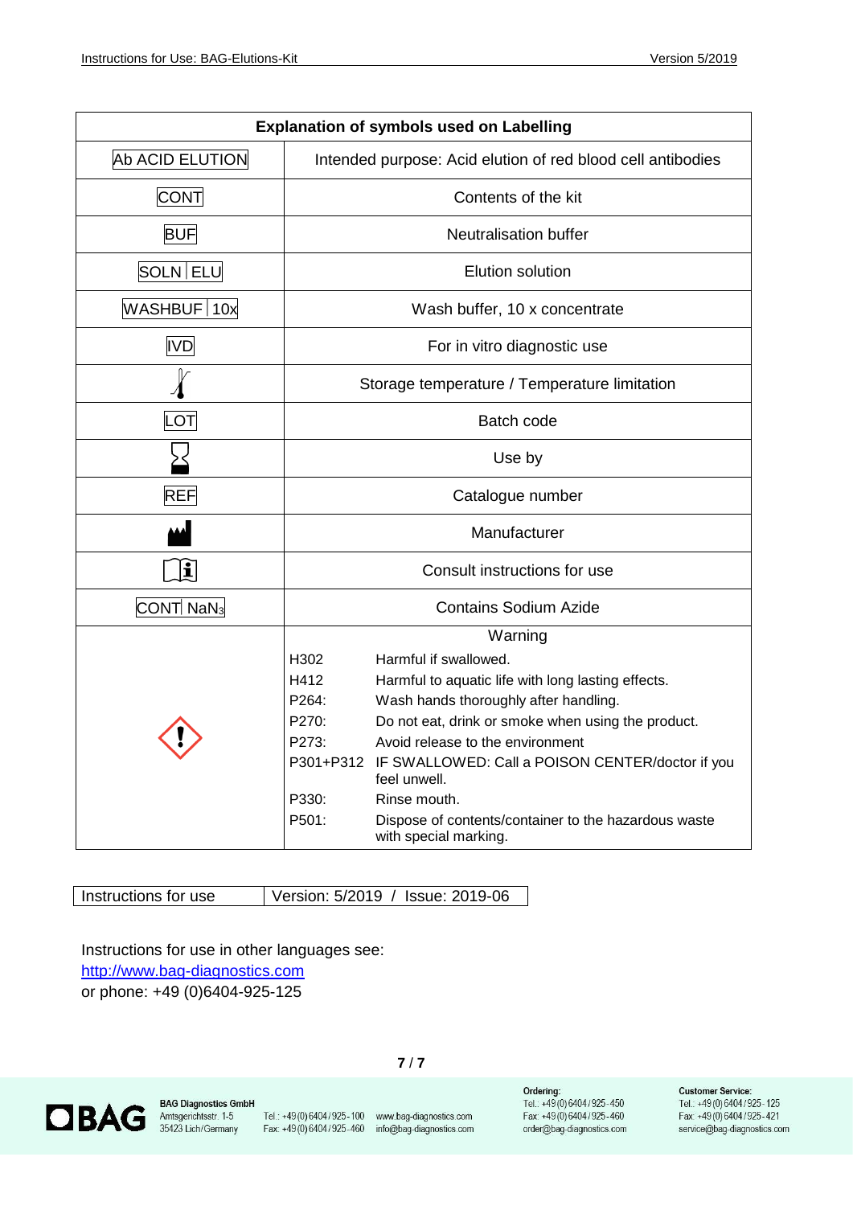| Explanation of symbols used on Labelling | |
|---|---|
| Ab ACID ELUTION | Intended purpose: Acid elution of red blood cell antibodies |
| CONT | Contents of the kit |
| BUF | Neutralisation buffer |
| SOLN ELU | Elution solution |
| WASHBUF 10x | Wash buffer, 10 x concentrate |
| IVD | For in vitro diagnostic use |
| | Storage temperature / Temperature limitation |
| LOT | Batch code |
| | Use by |
| REF | Catalogue number |
| | Manufacturer |
| | Consult instructions for use |
| CONT $NaN_3$ | Contains Sodium Azide |
| | Warning<br>H302 Harmful if swallowed.<br>H412 Harmful to aquatic life with long lasting effects.<br>P264: Wash hands thoroughly after handling.<br>P270: Do not eat, drink or smoke when using the product.<br>P273: Avoid release to the environment<br>P301+P312 IF SWALLOWED: Call a POISON CENTER/doctor if you feel unwell.<br>P330: Rinse mouth.<br>P501: Dispose of contents/container to the hazardous waste with special marking. |

| Instructions for use | Version: 5/2019 / Issue: 2019-06 |
|---|---|

Instructions for use in other languages see:
http://www.bag-diagnostics.com
or phone: +49 (0)6404-925-125

**BAG Diagnostics GmbH**
Amtsgerichtsstr. 1-5
35423 Lich/Germany

Tel.: +49 (0) 6404 / 925 - 100
Fax: +49 (0) 6404 / 925 - 460

www.bag-diagnostics.com
info@bag-diagnostics.com

**Ordering:**
Tel.: +49 (0) 6404 / 925 - 450
Fax: +49 (0) 6404 / 925 - 460
order@bag-diagnostics.com

**Customer Service:**
Tel.: +49 (0) 6404 / 925 - 125
Fax: +49 (0) 6404 / 925 - 421
service@bag-diagnostics.com